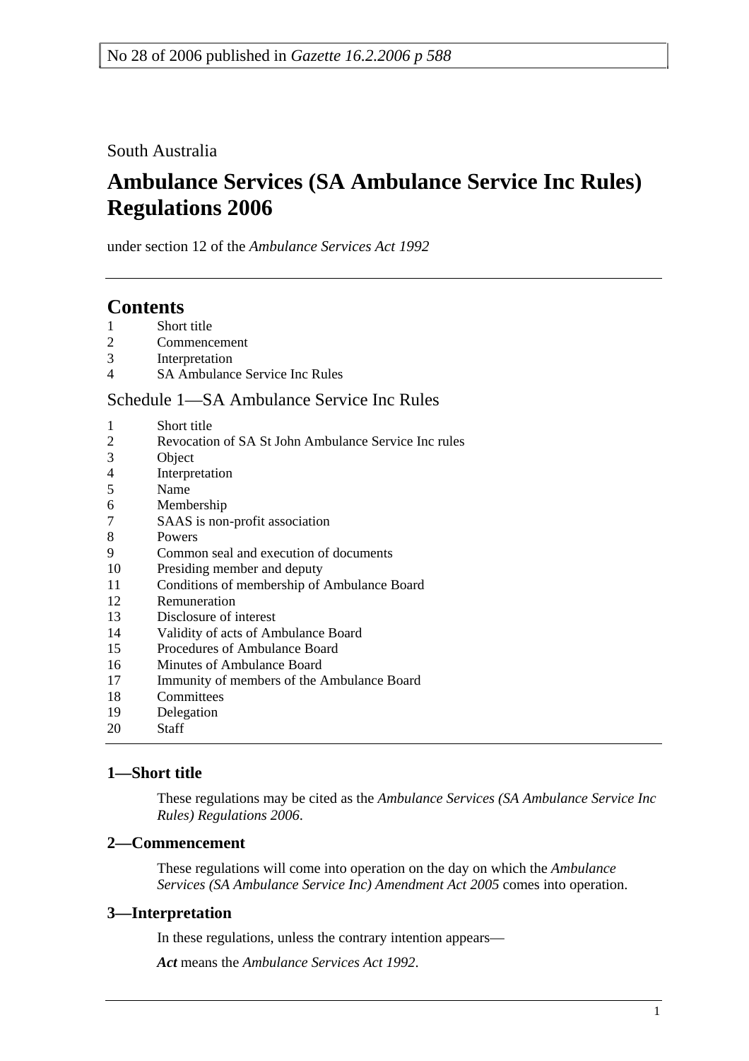No 28 of 2006 published in *Gazette 16.2.2006 p 588*

South Australia

# Ambulance Services (SA Ambulance Service Inc Rules) Regulations 2006

under section 12 of the *Ambulance Services Act 1992*

## Contents

1 Short title
2 Commencement
3 Interpretation
4 SA Ambulance Service Inc Rules

Schedule 1—SA Ambulance Service Inc Rules

1 Short title
2 Revocation of SA St John Ambulance Service Inc rules
3 Object
4 Interpretation
5 Name
6 Membership
7 SAAS is non-profit association
8 Powers
9 Common seal and execution of documents
10 Presiding member and deputy
11 Conditions of membership of Ambulance Board
12 Remuneration
13 Disclosure of interest
14 Validity of acts of Ambulance Board
15 Procedures of Ambulance Board
16 Minutes of Ambulance Board
17 Immunity of members of the Ambulance Board
18 Committees
19 Delegation
20 Staff

### 1—Short title

These regulations may be cited as the *Ambulance Services (SA Ambulance Service Inc Rules) Regulations 2006*.

### 2—Commencement

These regulations will come into operation on the day on which the *Ambulance Services (SA Ambulance Service Inc) Amendment Act 2005* comes into operation.

### 3—Interpretation

In these regulations, unless the contrary intention appears—

***Act*** means the *Ambulance Services Act 1992*.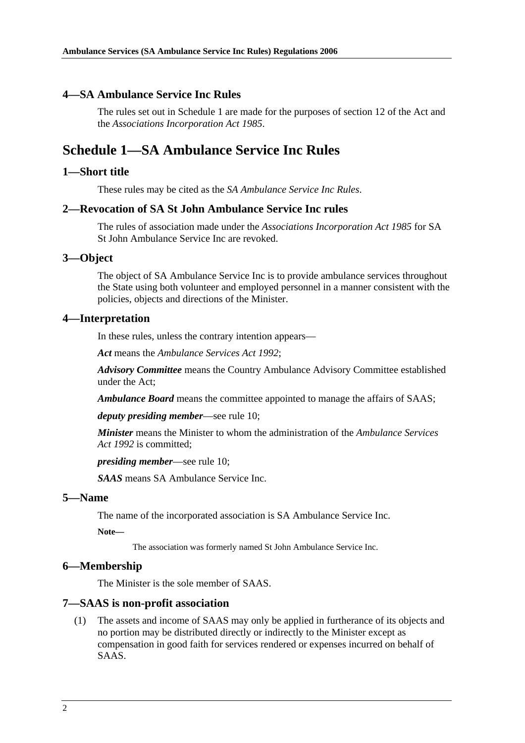### 4—SA Ambulance Service Inc Rules

The rules set out in Schedule 1 are made for the purposes of section 12 of the Act and the *Associations Incorporation Act 1985*.

## Schedule 1—SA Ambulance Service Inc Rules

### 1—Short title

These rules may be cited as the *SA Ambulance Service Inc Rules*.

### 2—Revocation of SA St John Ambulance Service Inc rules

The rules of association made under the *Associations Incorporation Act 1985* for SA St John Ambulance Service Inc are revoked.

### 3—Object

The object of SA Ambulance Service Inc is to provide ambulance services throughout the State using both volunteer and employed personnel in a manner consistent with the policies, objects and directions of the Minister.

### 4—Interpretation

In these rules, unless the contrary intention appears—

***Act*** means the *Ambulance Services Act 1992*;

***Advisory Committee*** means the Country Ambulance Advisory Committee established under the Act;

***Ambulance Board*** means the committee appointed to manage the affairs of SAAS;

***deputy presiding member***—see rule 10;

***Minister*** means the Minister to whom the administration of the *Ambulance Services Act 1992* is committed;

***presiding member***—see rule 10;

***SAAS*** means SA Ambulance Service Inc.

### 5—Name

The name of the incorporated association is SA Ambulance Service Inc.

**Note—**

The association was formerly named St John Ambulance Service Inc.

### 6—Membership

The Minister is the sole member of SAAS.

### 7—SAAS is non-profit association

(1) The assets and income of SAAS may only be applied in furtherance of its objects and no portion may be distributed directly or indirectly to the Minister except as compensation in good faith for services rendered or expenses incurred on behalf of SAAS.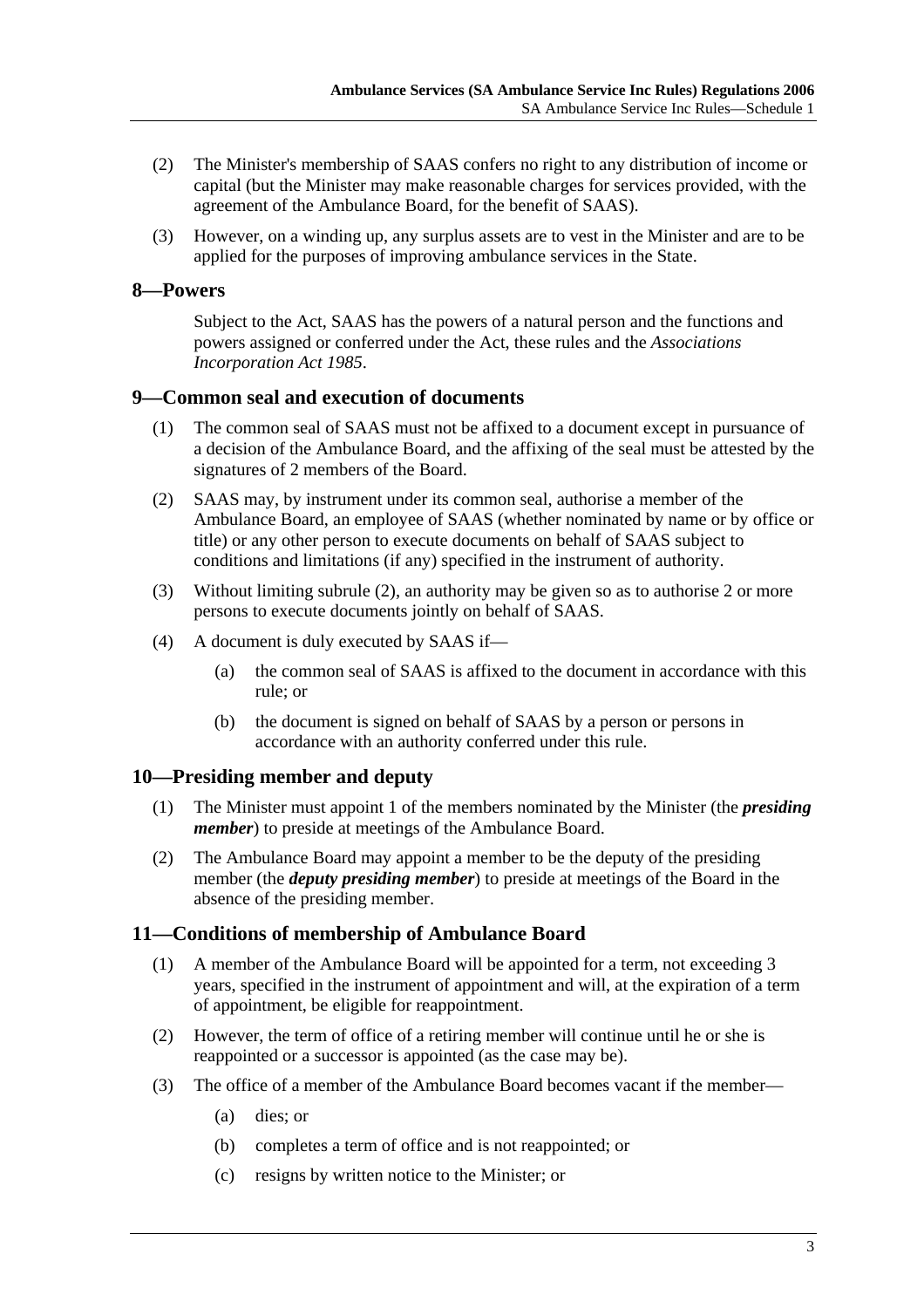(2) The Minister's membership of SAAS confers no right to any distribution of income or capital (but the Minister may make reasonable charges for services provided, with the agreement of the Ambulance Board, for the benefit of SAAS).

(3) However, on a winding up, any surplus assets are to vest in the Minister and are to be applied for the purposes of improving ambulance services in the State.

## 8—Powers

Subject to the Act, SAAS has the powers of a natural person and the functions and powers assigned or conferred under the Act, these rules and the *Associations Incorporation Act 1985*.

## 9—Common seal and execution of documents

(1) The common seal of SAAS must not be affixed to a document except in pursuance of a decision of the Ambulance Board, and the affixing of the seal must be attested by the signatures of 2 members of the Board.

(2) SAAS may, by instrument under its common seal, authorise a member of the Ambulance Board, an employee of SAAS (whether nominated by name or by office or title) or any other person to execute documents on behalf of SAAS subject to conditions and limitations (if any) specified in the instrument of authority.

(3) Without limiting subrule (2), an authority may be given so as to authorise 2 or more persons to execute documents jointly on behalf of SAAS.

(4) A document is duly executed by SAAS if—

- (a) the common seal of SAAS is affixed to the document in accordance with this rule; or
- (b) the document is signed on behalf of SAAS by a person or persons in accordance with an authority conferred under this rule.

## 10—Presiding member and deputy

(1) The Minister must appoint 1 of the members nominated by the Minister (the ***presiding member***) to preside at meetings of the Ambulance Board.

(2) The Ambulance Board may appoint a member to be the deputy of the presiding member (the ***deputy presiding member***) to preside at meetings of the Board in the absence of the presiding member.

## 11—Conditions of membership of Ambulance Board

(1) A member of the Ambulance Board will be appointed for a term, not exceeding 3 years, specified in the instrument of appointment and will, at the expiration of a term of appointment, be eligible for reappointment.

(2) However, the term of office of a retiring member will continue until he or she is reappointed or a successor is appointed (as the case may be).

(3) The office of a member of the Ambulance Board becomes vacant if the member—

- (a) dies; or
- (b) completes a term of office and is not reappointed; or
- (c) resigns by written notice to the Minister; or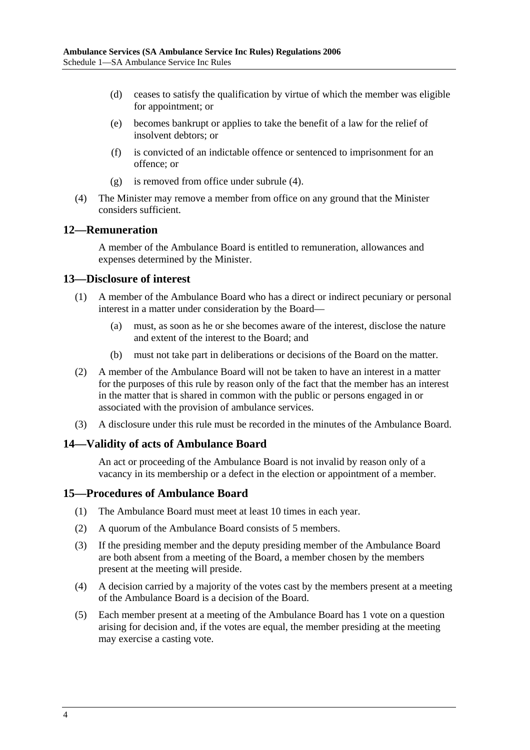(d) ceases to satisfy the qualification by virtue of which the member was eligible for appointment; or

(e) becomes bankrupt or applies to take the benefit of a law for the relief of insolvent debtors; or

(f) is convicted of an indictable offence or sentenced to imprisonment for an offence; or

(g) is removed from office under subrule (4).

(4) The Minister may remove a member from office on any ground that the Minister considers sufficient.

## 12—Remuneration

A member of the Ambulance Board is entitled to remuneration, allowances and expenses determined by the Minister.

## 13—Disclosure of interest

(1) A member of the Ambulance Board who has a direct or indirect pecuniary or personal interest in a matter under consideration by the Board—

(a) must, as soon as he or she becomes aware of the interest, disclose the nature and extent of the interest to the Board; and

(b) must not take part in deliberations or decisions of the Board on the matter.

(2) A member of the Ambulance Board will not be taken to have an interest in a matter for the purposes of this rule by reason only of the fact that the member has an interest in the matter that is shared in common with the public or persons engaged in or associated with the provision of ambulance services.

(3) A disclosure under this rule must be recorded in the minutes of the Ambulance Board.

## 14—Validity of acts of Ambulance Board

An act or proceeding of the Ambulance Board is not invalid by reason only of a vacancy in its membership or a defect in the election or appointment of a member.

## 15—Procedures of Ambulance Board

(1) The Ambulance Board must meet at least 10 times in each year.

(2) A quorum of the Ambulance Board consists of 5 members.

(3) If the presiding member and the deputy presiding member of the Ambulance Board are both absent from a meeting of the Board, a member chosen by the members present at the meeting will preside.

(4) A decision carried by a majority of the votes cast by the members present at a meeting of the Ambulance Board is a decision of the Board.

(5) Each member present at a meeting of the Ambulance Board has 1 vote on a question arising for decision and, if the votes are equal, the member presiding at the meeting may exercise a casting vote.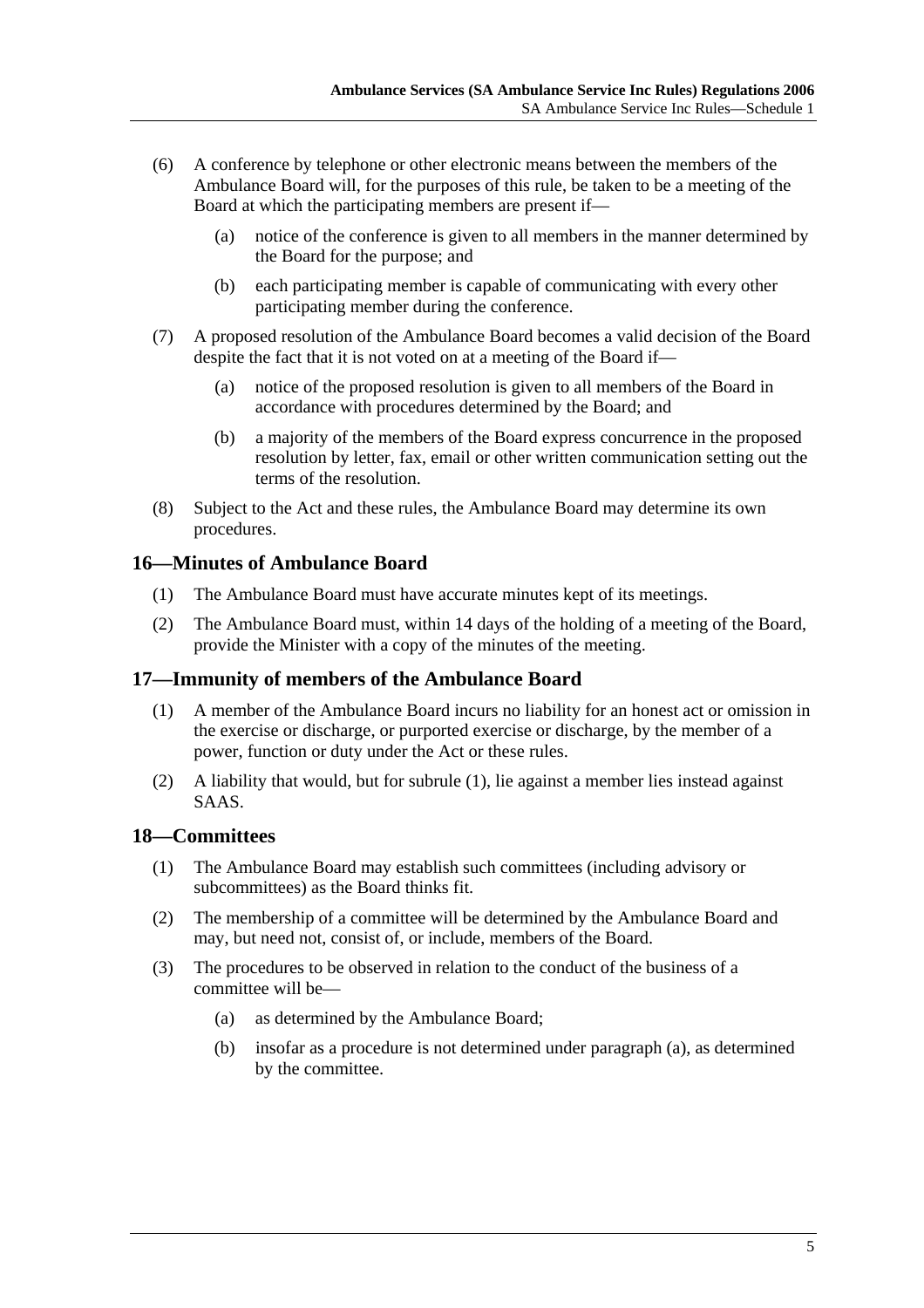(6) A conference by telephone or other electronic means between the members of the Ambulance Board will, for the purposes of this rule, be taken to be a meeting of the Board at which the participating members are present if—

(a) notice of the conference is given to all members in the manner determined by the Board for the purpose; and

(b) each participating member is capable of communicating with every other participating member during the conference.

(7) A proposed resolution of the Ambulance Board becomes a valid decision of the Board despite the fact that it is not voted on at a meeting of the Board if—

(a) notice of the proposed resolution is given to all members of the Board in accordance with procedures determined by the Board; and

(b) a majority of the members of the Board express concurrence in the proposed resolution by letter, fax, email or other written communication setting out the terms of the resolution.

(8) Subject to the Act and these rules, the Ambulance Board may determine its own procedures.

## 16—Minutes of Ambulance Board

(1) The Ambulance Board must have accurate minutes kept of its meetings.

(2) The Ambulance Board must, within 14 days of the holding of a meeting of the Board, provide the Minister with a copy of the minutes of the meeting.

## 17—Immunity of members of the Ambulance Board

(1) A member of the Ambulance Board incurs no liability for an honest act or omission in the exercise or discharge, or purported exercise or discharge, by the member of a power, function or duty under the Act or these rules.

(2) A liability that would, but for subrule (1), lie against a member lies instead against SAAS.

## 18—Committees

(1) The Ambulance Board may establish such committees (including advisory or subcommittees) as the Board thinks fit.

(2) The membership of a committee will be determined by the Ambulance Board and may, but need not, consist of, or include, members of the Board.

(3) The procedures to be observed in relation to the conduct of the business of a committee will be—

(a) as determined by the Ambulance Board;

(b) insofar as a procedure is not determined under paragraph (a), as determined by the committee.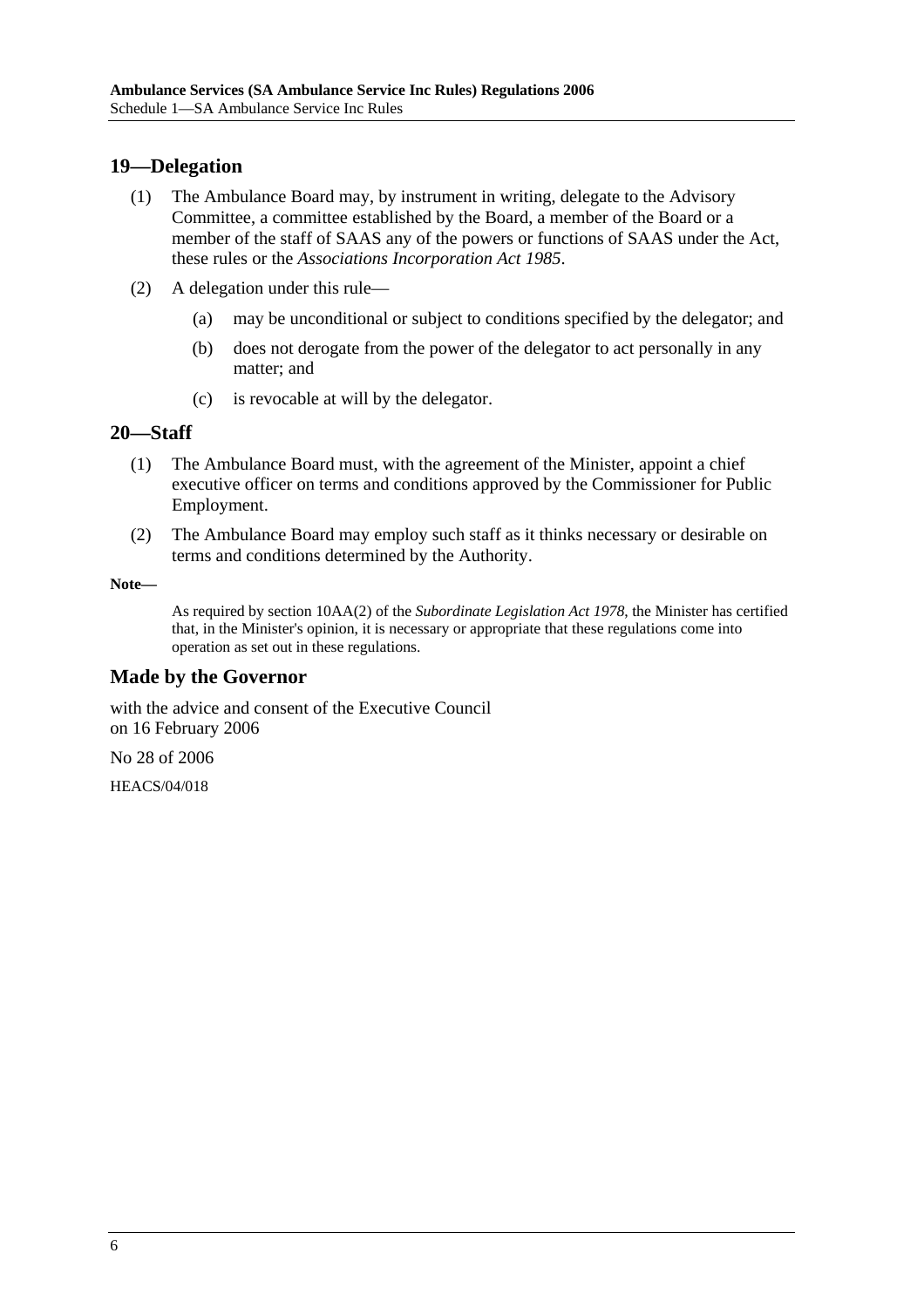## 19—Delegation

(1) The Ambulance Board may, by instrument in writing, delegate to the Advisory Committee, a committee established by the Board, a member of the Board or a member of the staff of SAAS any of the powers or functions of SAAS under the Act, these rules or the *Associations Incorporation Act 1985*.

(2) A delegation under this rule—

  (a) may be unconditional or subject to conditions specified by the delegator; and

  (b) does not derogate from the power of the delegator to act personally in any matter; and

  (c) is revocable at will by the delegator.

## 20—Staff

(1) The Ambulance Board must, with the agreement of the Minister, appoint a chief executive officer on terms and conditions approved by the Commissioner for Public Employment.

(2) The Ambulance Board may employ such staff as it thinks necessary or desirable on terms and conditions determined by the Authority.

**Note—**

As required by section 10AA(2) of the *Subordinate Legislation Act 1978*, the Minister has certified that, in the Minister's opinion, it is necessary or appropriate that these regulations come into operation as set out in these regulations.

## Made by the Governor

with the advice and consent of the Executive Council
on 16 February 2006

No 28 of 2006

HEACS/04/018